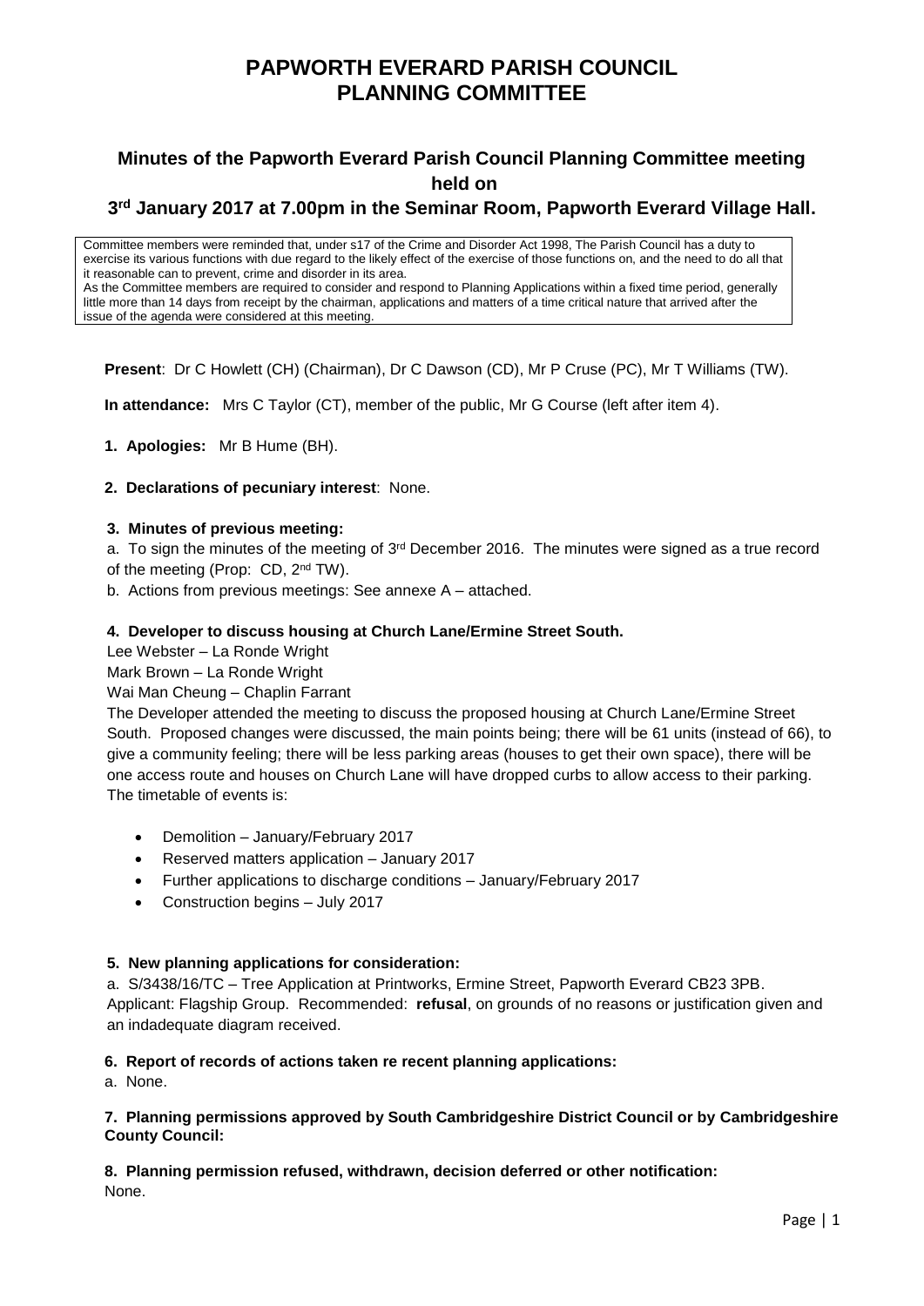# PAPWORTH EVERARD PARISH COUNCIL
# PLANNING COMMITTEE

## Minutes of the Papworth Everard Parish Council Planning Committee meeting held on

## 3rd January 2017 at 7.00pm in the Seminar Room, Papworth Everard Village Hall.

Committee members were reminded that, under s17 of the Crime and Disorder Act 1998, The Parish Council has a duty to exercise its various functions with due regard to the likely effect of the exercise of those functions on, and the need to do all that it reasonable can to prevent, crime and disorder in its area.
As the Committee members are required to consider and respond to Planning Applications within a fixed time period, generally little more than 14 days from receipt by the chairman, applications and matters of a time critical nature that arrived after the issue of the agenda were considered at this meeting.

**Present**: Dr C Howlett (CH) (Chairman), Dr C Dawson (CD), Mr P Cruse (PC), Mr T Williams (TW).

**In attendance:** Mrs C Taylor (CT), member of the public, Mr G Course (left after item 4).

**1. Apologies:** Mr B Hume (BH).

**2. Declarations of pecuniary interest**: None.

**3. Minutes of previous meeting:**

a. To sign the minutes of the meeting of 3rd December 2016. The minutes were signed as a true record of the meeting (Prop: CD, 2nd TW).

b. Actions from previous meetings: See annexe A – attached.

**4. Developer to discuss housing at Church Lane/Ermine Street South.**

Lee Webster – La Ronde Wright
Mark Brown – La Ronde Wright
Wai Man Cheung – Chaplin Farrant

The Developer attended the meeting to discuss the proposed housing at Church Lane/Ermine Street South. Proposed changes were discussed, the main points being; there will be 61 units (instead of 66), to give a community feeling; there will be less parking areas (houses to get their own space), there will be one access route and houses on Church Lane will have dropped curbs to allow access to their parking. The timetable of events is:

- Demolition – January/February 2017
- Reserved matters application – January 2017
- Further applications to discharge conditions – January/February 2017
- Construction begins – July 2017

**5. New planning applications for consideration:**

a. S/3438/16/TC – Tree Application at Printworks, Ermine Street, Papworth Everard CB23 3PB. Applicant: Flagship Group. Recommended: **refusal**, on grounds of no reasons or justification given and an indadequate diagram received.

**6. Report of records of actions taken re recent planning applications:**

a. None.

**7. Planning permissions approved by South Cambridgeshire District Council or by Cambridgeshire County Council:**

**8. Planning permission refused, withdrawn, decision deferred or other notification:**
None.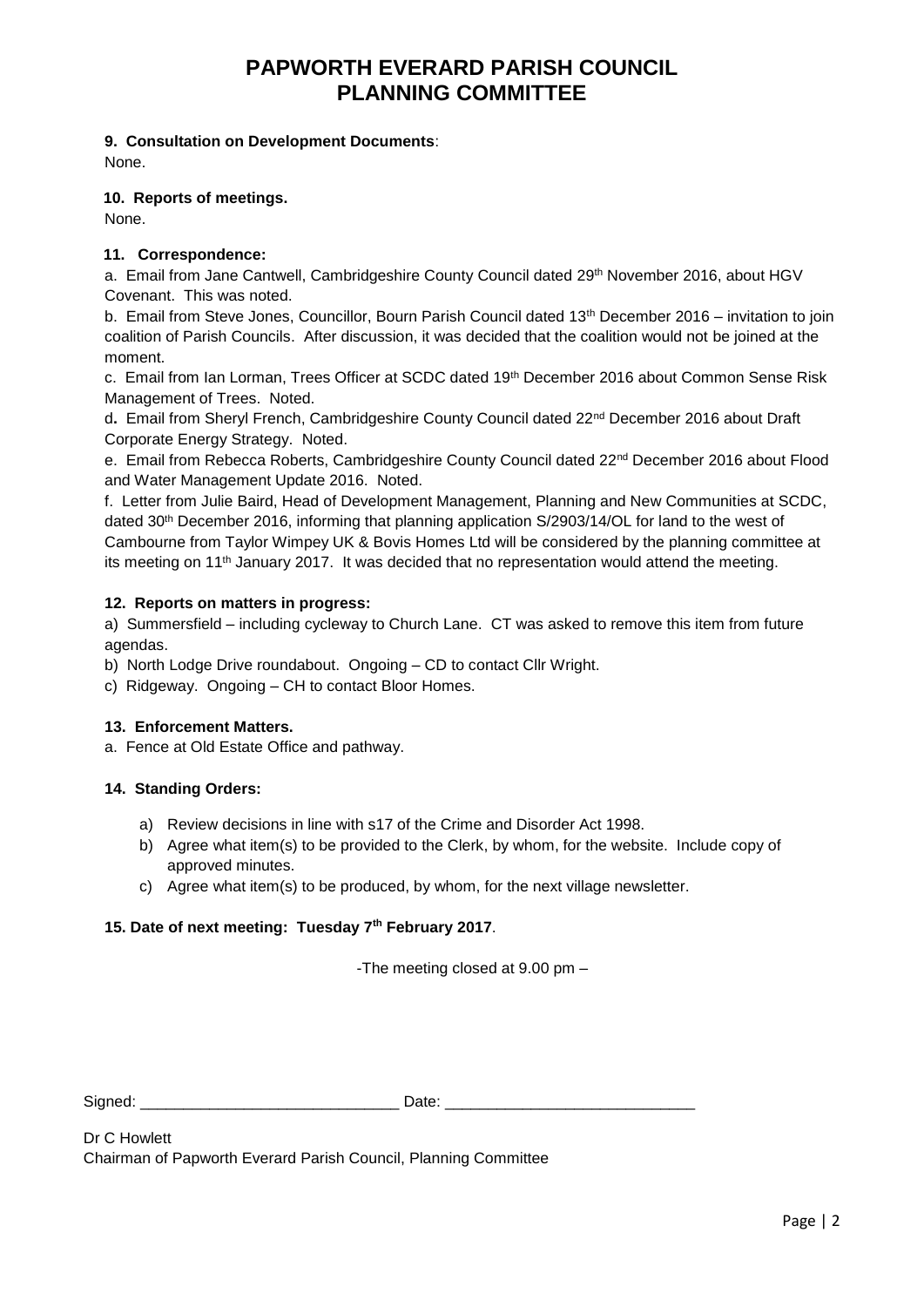# PAPWORTH EVERARD PARISH COUNCIL
# PLANNING COMMITTEE

**9. Consultation on Development Documents**:

None.

**10. Reports of meetings.**

None.

**11. Correspondence:**

a. Email from Jane Cantwell, Cambridgeshire County Council dated 29th November 2016, about HGV Covenant. This was noted.

b. Email from Steve Jones, Councillor, Bourn Parish Council dated 13th December 2016 – invitation to join coalition of Parish Councils. After discussion, it was decided that the coalition would not be joined at the moment.

c. Email from Ian Lorman, Trees Officer at SCDC dated 19th December 2016 about Common Sense Risk Management of Trees. Noted.

d. Email from Sheryl French, Cambridgeshire County Council dated 22nd December 2016 about Draft Corporate Energy Strategy. Noted.

e. Email from Rebecca Roberts, Cambridgeshire County Council dated 22nd December 2016 about Flood and Water Management Update 2016. Noted.

f. Letter from Julie Baird, Head of Development Management, Planning and New Communities at SCDC, dated 30th December 2016, informing that planning application S/2903/14/OL for land to the west of Cambourne from Taylor Wimpey UK & Bovis Homes Ltd will be considered by the planning committee at its meeting on 11th January 2017. It was decided that no representation would attend the meeting.

**12. Reports on matters in progress:**

a) Summersfield – including cycleway to Church Lane. CT was asked to remove this item from future agendas.

b) North Lodge Drive roundabout. Ongoing – CD to contact Cllr Wright.

c) Ridgeway. Ongoing – CH to contact Bloor Homes.

**13. Enforcement Matters.**

a. Fence at Old Estate Office and pathway.

**14. Standing Orders:**

a) Review decisions in line with s17 of the Crime and Disorder Act 1998.

b) Agree what item(s) to be provided to the Clerk, by whom, for the website. Include copy of approved minutes.

c) Agree what item(s) to be produced, by whom, for the next village newsletter.

**15. Date of next meeting: Tuesday 7th February 2017**.

-The meeting closed at 9.00 pm –

Signed: ______________________________ Date: _____________________________

Dr C Howlett

Chairman of Papworth Everard Parish Council, Planning Committee